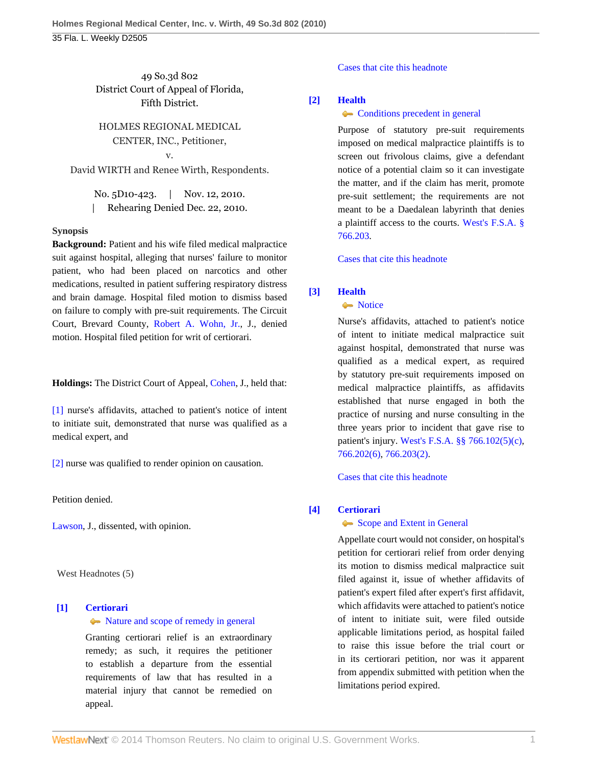49 So.3d 802
District Court of Appeal of Florida,
Fifth District.

HOLMES REGIONAL MEDICAL CENTER, INC., Petitioner,
v.
David WIRTH and Renee Wirth, Respondents.

No. 5D10-423. | Nov. 12, 2010. | Rehearing Denied Dec. 22, 2010.

**Synopsis**

**Background:** Patient and his wife filed medical malpractice suit against hospital, alleging that nurses' failure to monitor patient, who had been placed on narcotics and other medications, resulted in patient suffering respiratory distress and brain damage. Hospital filed motion to dismiss based on failure to comply with pre-suit requirements. The Circuit Court, Brevard County, Robert A. Wohn, Jr., J., denied motion. Hospital filed petition for writ of certiorari.

**Holdings:** The District Court of Appeal, Cohen, J., held that:

[1] nurse's affidavits, attached to patient's notice of intent to initiate suit, demonstrated that nurse was qualified as a medical expert, and

[2] nurse was qualified to render opinion on causation.

Petition denied.

Lawson, J., dissented, with opinion.

West Headnotes (5)

**[1] Certiorari**
Nature and scope of remedy in general

Granting certiorari relief is an extraordinary remedy; as such, it requires the petitioner to establish a departure from the essential requirements of law that has resulted in a material injury that cannot be remedied on appeal.

Cases that cite this headnote

**[2] Health**
Conditions precedent in general

Purpose of statutory pre-suit requirements imposed on medical malpractice plaintiffs is to screen out frivolous claims, give a defendant notice of a potential claim so it can investigate the matter, and if the claim has merit, promote pre-suit settlement; the requirements are not meant to be a Daedalean labyrinth that denies a plaintiff access to the courts. West's F.S.A. § 766.203.

Cases that cite this headnote

**[3] Health**
Notice

Nurse's affidavits, attached to patient's notice of intent to initiate medical malpractice suit against hospital, demonstrated that nurse was qualified as a medical expert, as required by statutory pre-suit requirements imposed on medical malpractice plaintiffs, as affidavits established that nurse engaged in both the practice of nursing and nurse consulting in the three years prior to incident that gave rise to patient's injury. West's F.S.A. §§ 766.102(5)(c), 766.202(6), 766.203(2).

Cases that cite this headnote

**[4] Certiorari**
Scope and Extent in General

Appellate court would not consider, on hospital's petition for certiorari relief from order denying its motion to dismiss medical malpractice suit filed against it, issue of whether affidavits of patient's expert filed after expert's first affidavit, which affidavits were attached to patient's notice of intent to initiate suit, were filed outside applicable limitations period, as hospital failed to raise this issue before the trial court or in its certiorari petition, nor was it apparent from appendix submitted with petition when the limitations period expired.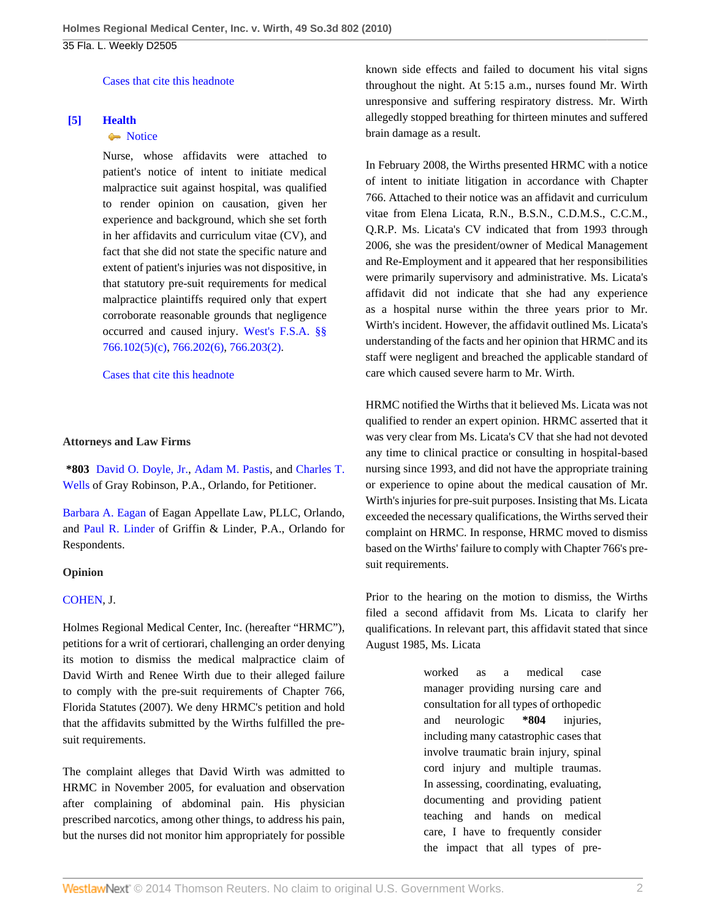Cases that cite this headnote

**[5] Health**

Notice

Nurse, whose affidavits were attached to patient's notice of intent to initiate medical malpractice suit against hospital, was qualified to render opinion on causation, given her experience and background, which she set forth in her affidavits and curriculum vitae (CV), and fact that she did not state the specific nature and extent of patient's injuries was not dispositive, in that statutory pre-suit requirements for medical malpractice plaintiffs required only that expert corroborate reasonable grounds that negligence occurred and caused injury. West's F.S.A. §§ 766.102(5)(c), 766.202(6), 766.203(2).

Cases that cite this headnote

### Attorneys and Law Firms

***803** David O. Doyle, Jr., Adam M. Pastis, and Charles T. Wells of Gray Robinson, P.A., Orlando, for Petitioner.

Barbara A. Eagan of Eagan Appellate Law, PLLC, Orlando, and Paul R. Linder of Griffin & Linder, P.A., Orlando for Respondents.

### Opinion

COHEN, J.

Holmes Regional Medical Center, Inc. (hereafter "HRMC"), petitions for a writ of certiorari, challenging an order denying its motion to dismiss the medical malpractice claim of David Wirth and Renee Wirth due to their alleged failure to comply with the pre-suit requirements of Chapter 766, Florida Statutes (2007). We deny HRMC's petition and hold that the affidavits submitted by the Wirths fulfilled the pre-suit requirements.

The complaint alleges that David Wirth was admitted to HRMC in November 2005, for evaluation and observation after complaining of abdominal pain. His physician prescribed narcotics, among other things, to address his pain, but the nurses did not monitor him appropriately for possible known side effects and failed to document his vital signs throughout the night. At 5:15 a.m., nurses found Mr. Wirth unresponsive and suffering respiratory distress. Mr. Wirth allegedly stopped breathing for thirteen minutes and suffered brain damage as a result.

In February 2008, the Wirths presented HRMC with a notice of intent to initiate litigation in accordance with Chapter 766. Attached to their notice was an affidavit and curriculum vitae from Elena Licata, R.N., B.S.N., C.D.M.S., C.C.M., Q.R.P. Ms. Licata's CV indicated that from 1993 through 2006, she was the president/owner of Medical Management and Re-Employment and it appeared that her responsibilities were primarily supervisory and administrative. Ms. Licata's affidavit did not indicate that she had any experience as a hospital nurse within the three years prior to Mr. Wirth's incident. However, the affidavit outlined Ms. Licata's understanding of the facts and her opinion that HRMC and its staff were negligent and breached the applicable standard of care which caused severe harm to Mr. Wirth.

HRMC notified the Wirths that it believed Ms. Licata was not qualified to render an expert opinion. HRMC asserted that it was very clear from Ms. Licata's CV that she had not devoted any time to clinical practice or consulting in hospital-based nursing since 1993, and did not have the appropriate training or experience to opine about the medical causation of Mr. Wirth's injuries for pre-suit purposes. Insisting that Ms. Licata exceeded the necessary qualifications, the Wirths served their complaint on HRMC. In response, HRMC moved to dismiss based on the Wirths' failure to comply with Chapter 766's pre-suit requirements.

Prior to the hearing on the motion to dismiss, the Wirths filed a second affidavit from Ms. Licata to clarify her qualifications. In relevant part, this affidavit stated that since August 1985, Ms. Licata

> worked as a medical case manager providing nursing care and consultation for all types of orthopedic and neurologic ***804** injuries, including many catastrophic cases that involve traumatic brain injury, spinal cord injury and multiple traumas. In assessing, coordinating, evaluating, documenting and providing patient teaching and hands on medical care, I have to frequently consider the impact that all types of pre-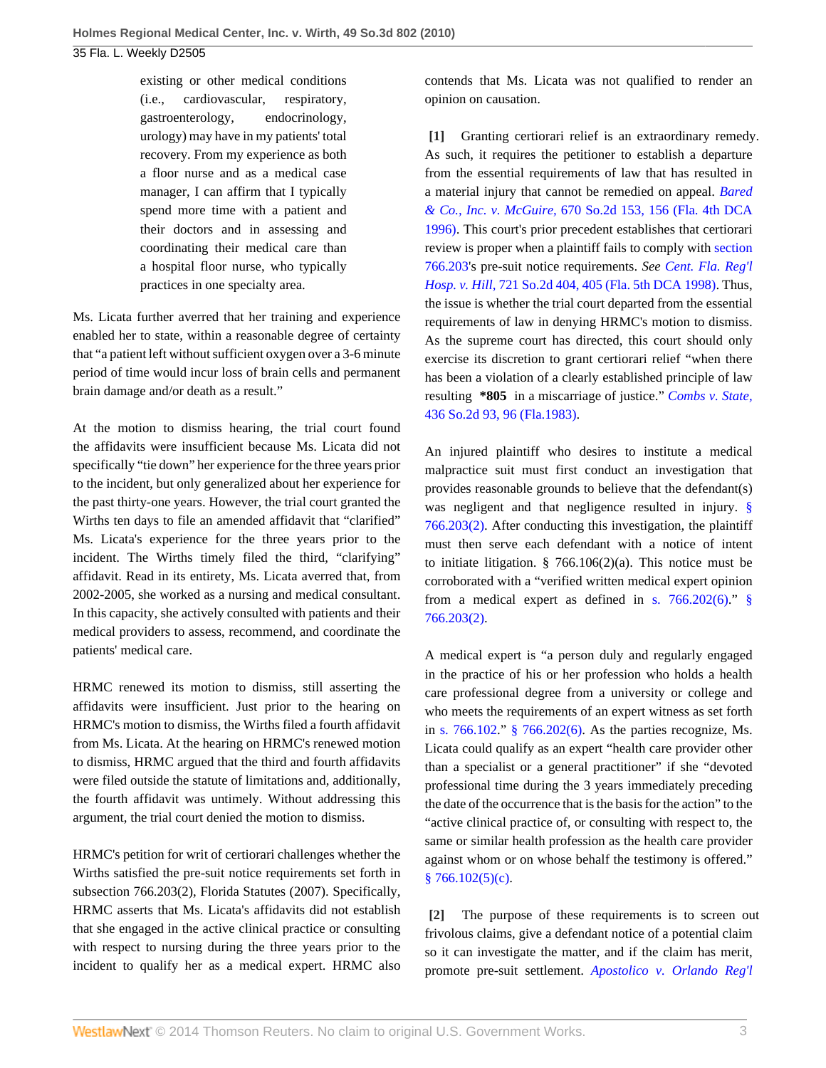existing or other medical conditions (i.e., cardiovascular, respiratory, gastroenterology, endocrinology, urology) may have in my patients' total recovery. From my experience as both a floor nurse and as a medical case manager, I can affirm that I typically spend more time with a patient and their doctors and in assessing and coordinating their medical care than a hospital floor nurse, who typically practices in one specialty area.

Ms. Licata further averred that her training and experience enabled her to state, within a reasonable degree of certainty that "a patient left without sufficient oxygen over a 3-6 minute period of time would incur loss of brain cells and permanent brain damage and/or death as a result."

At the motion to dismiss hearing, the trial court found the affidavits were insufficient because Ms. Licata did not specifically "tie down" her experience for the three years prior to the incident, but only generalized about her experience for the past thirty-one years. However, the trial court granted the Wirths ten days to file an amended affidavit that "clarified" Ms. Licata's experience for the three years prior to the incident. The Wirths timely filed the third, "clarifying" affidavit. Read in its entirety, Ms. Licata averred that, from 2002-2005, she worked as a nursing and medical consultant. In this capacity, she actively consulted with patients and their medical providers to assess, recommend, and coordinate the patients' medical care.

HRMC renewed its motion to dismiss, still asserting the affidavits were insufficient. Just prior to the hearing on HRMC's motion to dismiss, the Wirths filed a fourth affidavit from Ms. Licata. At the hearing on HRMC's renewed motion to dismiss, HRMC argued that the third and fourth affidavits were filed outside the statute of limitations and, additionally, the fourth affidavit was untimely. Without addressing this argument, the trial court denied the motion to dismiss.

HRMC's petition for writ of certiorari challenges whether the Wirths satisfied the pre-suit notice requirements set forth in subsection 766.203(2), Florida Statutes (2007). Specifically, HRMC asserts that Ms. Licata's affidavits did not establish that she engaged in the active clinical practice or consulting with respect to nursing during the three years prior to the incident to qualify her as a medical expert. HRMC also contends that Ms. Licata was not qualified to render an opinion on causation.

**[1]** Granting certiorari relief is an extraordinary remedy. As such, it requires the petitioner to establish a departure from the essential requirements of law that has resulted in a material injury that cannot be remedied on appeal. *Bared & Co., Inc. v. McGuire,* 670 So.2d 153, 156 (Fla. 4th DCA 1996). This court's prior precedent establishes that certiorari review is proper when a plaintiff fails to comply with section 766.203's pre-suit notice requirements. *See Cent. Fla. Reg'l Hosp. v. Hill,* 721 So.2d 404, 405 (Fla. 5th DCA 1998). Thus, the issue is whether the trial court departed from the essential requirements of law in denying HRMC's motion to dismiss. As the supreme court has directed, this court should only exercise its discretion to grant certiorari relief "when there has been a violation of a clearly established principle of law resulting **\*805** in a miscarriage of justice." *Combs v. State,* 436 So.2d 93, 96 (Fla.1983).

An injured plaintiff who desires to institute a medical malpractice suit must first conduct an investigation that provides reasonable grounds to believe that the defendant(s) was negligent and that negligence resulted in injury. § 766.203(2). After conducting this investigation, the plaintiff must then serve each defendant with a notice of intent to initiate litigation. § 766.106(2)(a). This notice must be corroborated with a "verified written medical expert opinion from a medical expert as defined in s. 766.202(6)." § 766.203(2).

A medical expert is "a person duly and regularly engaged in the practice of his or her profession who holds a health care professional degree from a university or college and who meets the requirements of an expert witness as set forth in s. 766.102." § 766.202(6). As the parties recognize, Ms. Licata could qualify as an expert "health care provider other than a specialist or a general practitioner" if she "devoted professional time during the 3 years immediately preceding the date of the occurrence that is the basis for the action" to the "active clinical practice of, or consulting with respect to, the same or similar health profession as the health care provider against whom or on whose behalf the testimony is offered." § 766.102(5)(c).

**[2]** The purpose of these requirements is to screen out frivolous claims, give a defendant notice of a potential claim so it can investigate the matter, and if the claim has merit, promote pre-suit settlement. *Apostolico v. Orlando Reg'l*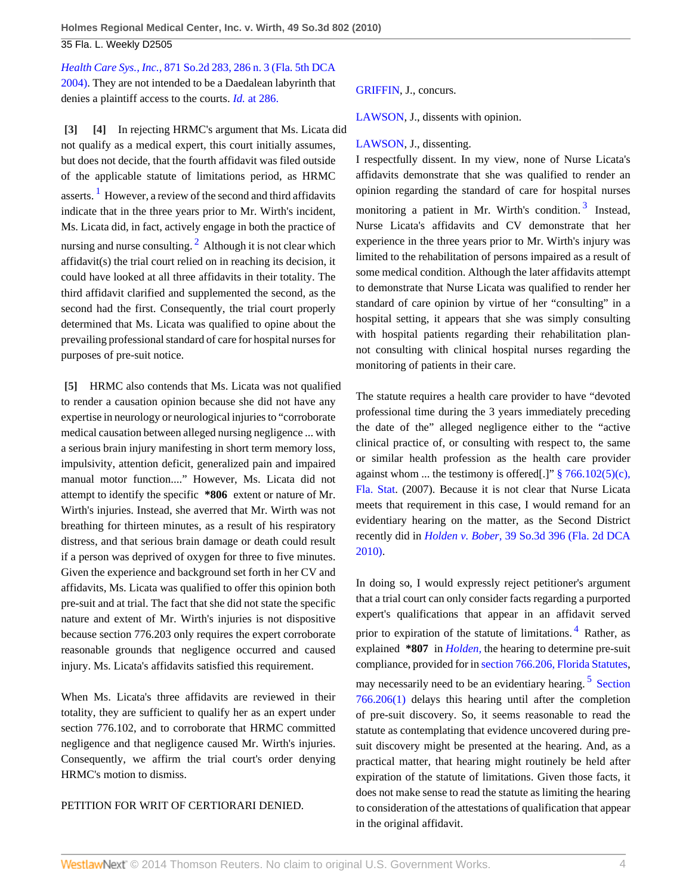*Health Care Sys., Inc.,* 871 So.2d 283, 286 n. 3 (Fla. 5th DCA 2004). They are not intended to be a Daedalean labyrinth that denies a plaintiff access to the courts. *Id.* at 286.

**[3] [4]** In rejecting HRMC's argument that Ms. Licata did not qualify as a medical expert, this court initially assumes, but does not decide, that the fourth affidavit was filed outside of the applicable statute of limitations period, as HRMC asserts. [1] However, a review of the second and third affidavits indicate that in the three years prior to Mr. Wirth's incident, Ms. Licata did, in fact, actively engage in both the practice of nursing and nurse consulting. [2] Although it is not clear which affidavit(s) the trial court relied on in reaching its decision, it could have looked at all three affidavits in their totality. The third affidavit clarified and supplemented the second, as the second had the first. Consequently, the trial court properly determined that Ms. Licata was qualified to opine about the prevailing professional standard of care for hospital nurses for purposes of pre-suit notice.

**[5]** HRMC also contends that Ms. Licata was not qualified to render a causation opinion because she did not have any expertise in neurology or neurological injuries to "corroborate medical causation between alleged nursing negligence ... with a serious brain injury manifesting in short term memory loss, impulsivity, attention deficit, generalized pain and impaired manual motor function...." However, Ms. Licata did not attempt to identify the specific **\*806** extent or nature of Mr. Wirth's injuries. Instead, she averred that Mr. Wirth was not breathing for thirteen minutes, as a result of his respiratory distress, and that serious brain damage or death could result if a person was deprived of oxygen for three to five minutes. Given the experience and background set forth in her CV and affidavits, Ms. Licata was qualified to offer this opinion both pre-suit and at trial. The fact that she did not state the specific nature and extent of Mr. Wirth's injuries is not dispositive because section 776.203 only requires the expert corroborate reasonable grounds that negligence occurred and caused injury. Ms. Licata's affidavits satisfied this requirement.

When Ms. Licata's three affidavits are reviewed in their totality, they are sufficient to qualify her as an expert under section 776.102, and to corroborate that HRMC committed negligence and that negligence caused Mr. Wirth's injuries. Consequently, we affirm the trial court's order denying HRMC's motion to dismiss.

PETITION FOR WRIT OF CERTIORARI DENIED.

GRIFFIN, J., concurs.

LAWSON, J., dissents with opinion.

LAWSON, J., dissenting.

I respectfully dissent. In my view, none of Nurse Licata's affidavits demonstrate that she was qualified to render an opinion regarding the standard of care for hospital nurses monitoring a patient in Mr. Wirth's condition. [3] Instead, Nurse Licata's affidavits and CV demonstrate that her experience in the three years prior to Mr. Wirth's injury was limited to the rehabilitation of persons impaired as a result of some medical condition. Although the later affidavits attempt to demonstrate that Nurse Licata was qualified to render her standard of care opinion by virtue of her "consulting" in a hospital setting, it appears that she was simply consulting with hospital patients regarding their rehabilitation plan-not consulting with clinical hospital nurses regarding the monitoring of patients in their care.

The statute requires a health care provider to have "devoted professional time during the 3 years immediately preceding the date of the" alleged negligence either to the "active clinical practice of, or consulting with respect to, the same or similar health profession as the health care provider against whom ... the testimony is offered[.]" § 766.102(5)(c), Fla. Stat. (2007). Because it is not clear that Nurse Licata meets that requirement in this case, I would remand for an evidentiary hearing on the matter, as the Second District recently did in *Holden v. Bober,* 39 So.3d 396 (Fla. 2d DCA 2010).

In doing so, I would expressly reject petitioner's argument that a trial court can only consider facts regarding a purported expert's qualifications that appear in an affidavit served prior to expiration of the statute of limitations. [4] Rather, as explained **\*807** in *Holden,* the hearing to determine pre-suit compliance, provided for in section 766.206, Florida Statutes, may necessarily need to be an evidentiary hearing. [5] Section 766.206(1) delays this hearing until after the completion of pre-suit discovery. So, it seems reasonable to read the statute as contemplating that evidence uncovered during pre-suit discovery might be presented at the hearing. And, as a practical matter, that hearing might routinely be held after expiration of the statute of limitations. Given those facts, it does not make sense to read the statute as limiting the hearing to consideration of the attestations of qualification that appear in the original affidavit.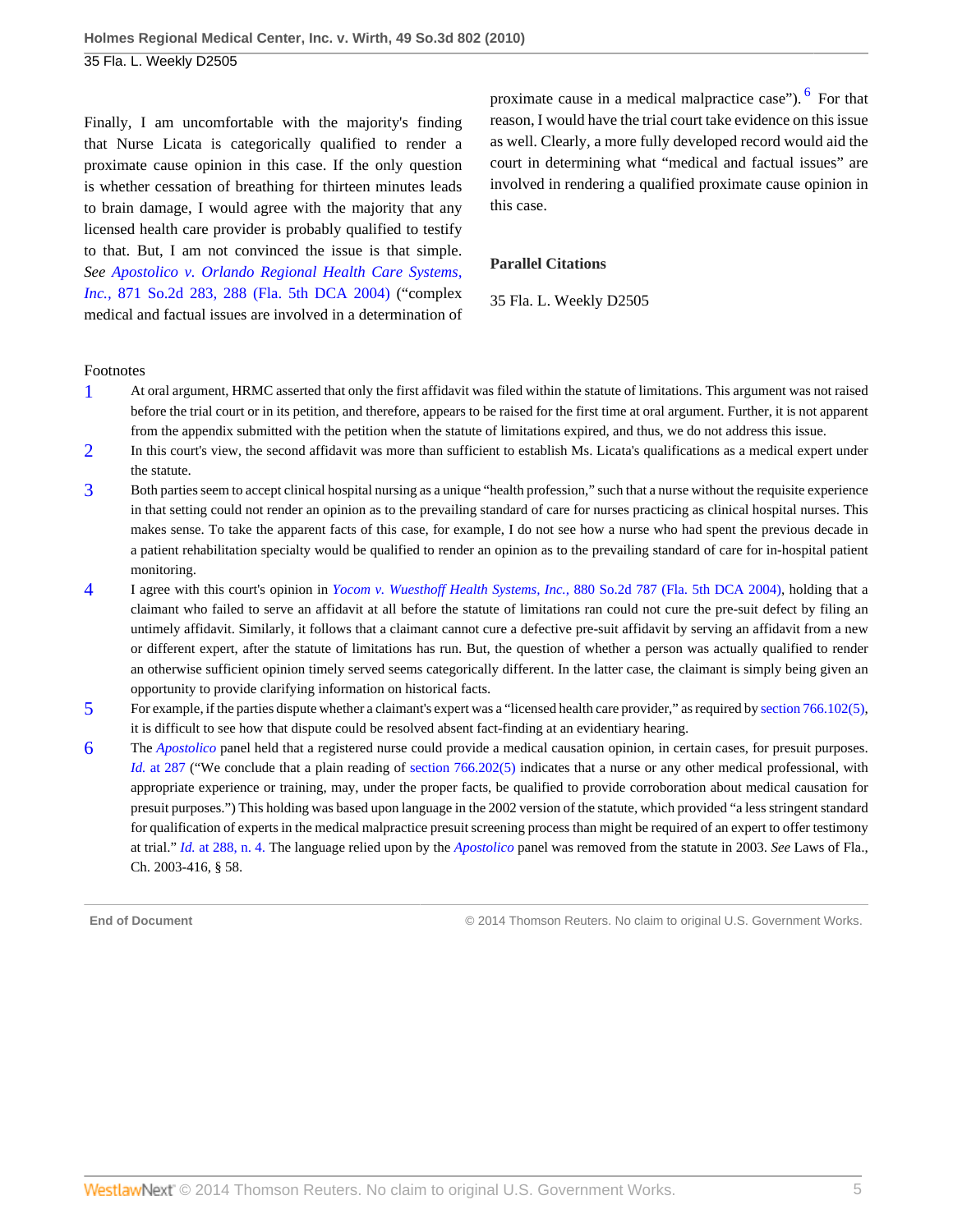Finally, I am uncomfortable with the majority's finding that Nurse Licata is categorically qualified to render a proximate cause opinion in this case. If the only question is whether cessation of breathing for thirteen minutes leads to brain damage, I would agree with the majority that any licensed health care provider is probably qualified to testify to that. But, I am not convinced the issue is that simple. *See Apostolico v. Orlando Regional Health Care Systems, Inc.,* 871 So.2d 283, 288 (Fla. 5th DCA 2004) ("complex medical and factual issues are involved in a determination of proximate cause in a medical malpractice case").[6] For that reason, I would have the trial court take evidence on this issue as well. Clearly, a more fully developed record would aid the court in determining what "medical and factual issues" are involved in rendering a qualified proximate cause opinion in this case.

**Parallel Citations**

35 Fla. L. Weekly D2505

Footnotes

1. At oral argument, HRMC asserted that only the first affidavit was filed within the statute of limitations. This argument was not raised before the trial court or in its petition, and therefore, appears to be raised for the first time at oral argument. Further, it is not apparent from the appendix submitted with the petition when the statute of limitations expired, and thus, we do not address this issue.
2. In this court's view, the second affidavit was more than sufficient to establish Ms. Licata's qualifications as a medical expert under the statute.
3. Both parties seem to accept clinical hospital nursing as a unique "health profession," such that a nurse without the requisite experience in that setting could not render an opinion as to the prevailing standard of care for nurses practicing as clinical hospital nurses. This makes sense. To take the apparent facts of this case, for example, I do not see how a nurse who had spent the previous decade in a patient rehabilitation specialty would be qualified to render an opinion as to the prevailing standard of care for in-hospital patient monitoring.
4. I agree with this court's opinion in *Yocom v. Wuesthoff Health Systems, Inc.,* 880 So.2d 787 (Fla. 5th DCA 2004), holding that a claimant who failed to serve an affidavit at all before the statute of limitations ran could not cure the pre-suit defect by filing an untimely affidavit. Similarly, it follows that a claimant cannot cure a defective pre-suit affidavit by serving an affidavit from a new or different expert, after the statute of limitations has run. But, the question of whether a person was actually qualified to render an otherwise sufficient opinion timely served seems categorically different. In the latter case, the claimant is simply being given an opportunity to provide clarifying information on historical facts.
5. For example, if the parties dispute whether a claimant's expert was a "licensed health care provider," as required by section 766.102(5), it is difficult to see how that dispute could be resolved absent fact-finding at an evidentiary hearing.
6. The *Apostolico* panel held that a registered nurse could provide a medical causation opinion, in certain cases, for presuit purposes. *Id.* at 287 ("We conclude that a plain reading of section 766.202(5) indicates that a nurse or any other medical professional, with appropriate experience or training, may, under the proper facts, be qualified to provide corroboration about medical causation for presuit purposes.") This holding was based upon language in the 2002 version of the statute, which provided "a less stringent standard for qualification of experts in the medical malpractice presuit screening process than might be required of an expert to offer testimony at trial." *Id.* at 288, n. 4. The language relied upon by the *Apostolico* panel was removed from the statute in 2003. *See* Laws of Fla., Ch. 2003-416, § 58.

End of Document

© 2014 Thomson Reuters. No claim to original U.S. Government Works.